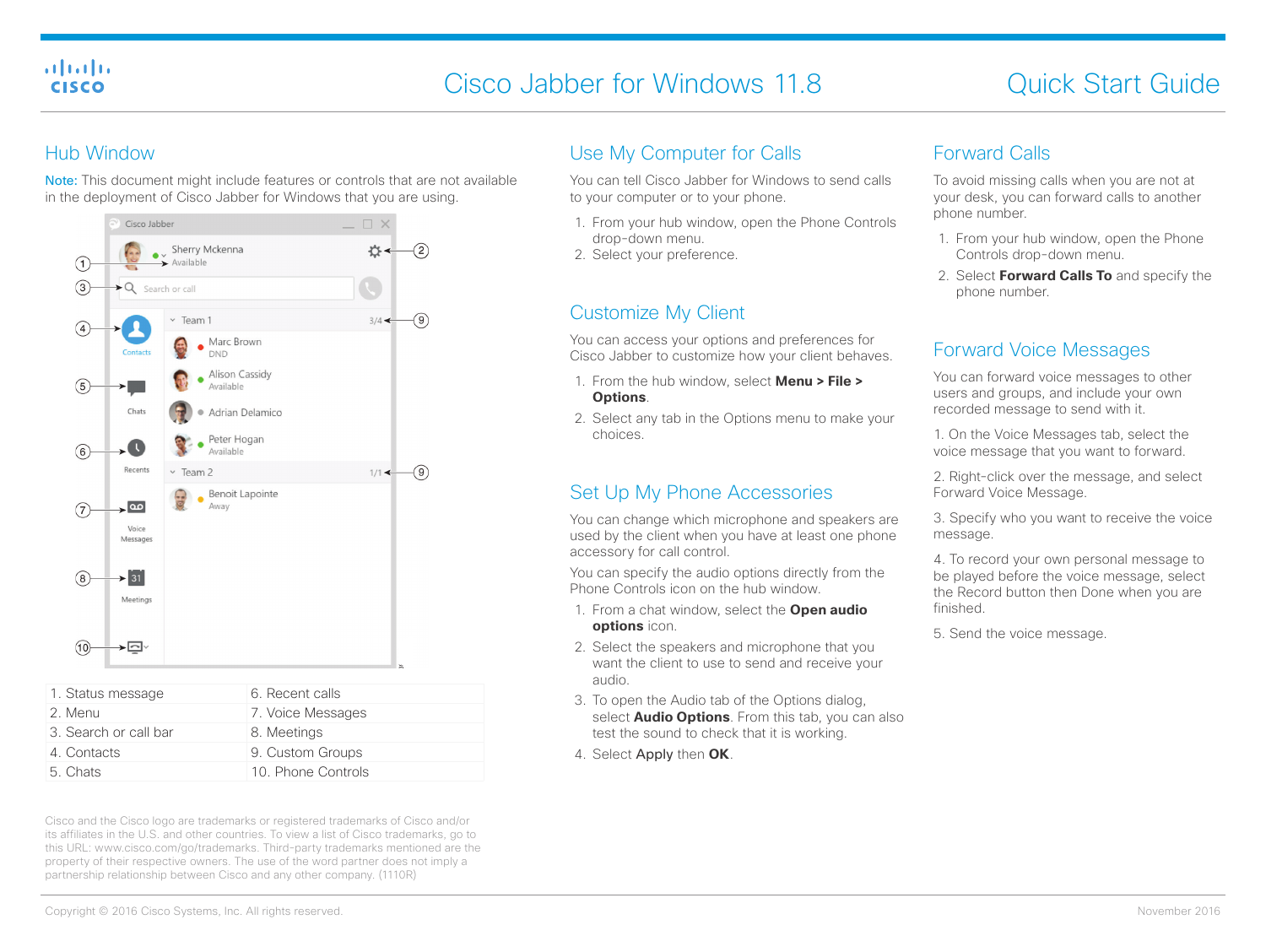# Cisco Jabber for Windows 11.8 — Quick Start Guide

## Hub Window

Note: This document might include features or controls that are not available in the deployment of Cisco Jabber for Windows that you are using.

| | |
|---|---|
| 1. Status message | 6. Recent calls |
| 2. Menu | 7. Voice Messages |
| 3. Search or call bar | 8. Meetings |
| 4. Contacts | 9. Custom Groups |
| 5. Chats | 10. Phone Controls |

Cisco and the Cisco logo are trademarks or registered trademarks of Cisco and/or its affiliates in the U.S. and other countries. To view a list of Cisco trademarks, go to this URL: www.cisco.com/go/trademarks. Third-party trademarks mentioned are the property of their respective owners. The use of the word partner does not imply a partnership relationship between Cisco and any other company. (1110R)

## Use My Computer for Calls

You can tell Cisco Jabber for Windows to send calls to your computer or to your phone.

1. From your hub window, open the Phone Controls drop-down menu.
2. Select your preference.

## Customize My Client

You can access your options and preferences for Cisco Jabber to customize how your client behaves.

1. From the hub window, select **Menu > File > Options**.
2. Select any tab in the Options menu to make your choices.

## Set Up My Phone Accessories

You can change which microphone and speakers are used by the client when you have at least one phone accessory for call control.

You can specify the audio options directly from the Phone Controls icon on the hub window.

1. From a chat window, select the **Open audio options** icon.
2. Select the speakers and microphone that you want the client to use to send and receive your audio.
3. To open the Audio tab of the Options dialog, select **Audio Options**. From this tab, you can also test the sound to check that it is working.
4. Select **Apply** then **OK**.

## Forward Calls

To avoid missing calls when you are not at your desk, you can forward calls to another phone number.

1. From your hub window, open the Phone Controls drop-down menu.
2. Select **Forward Calls To** and specify the phone number.

## Forward Voice Messages

You can forward voice messages to other users and groups, and include your own recorded message to send with it.

1. On the Voice Messages tab, select the voice message that you want to forward.

2. Right-click over the message, and select Forward Voice Message.

3. Specify who you want to receive the voice message.

4. To record your own personal message to be played before the voice message, select the Record button then Done when you are finished.

5. Send the voice message.

Copyright © 2016 Cisco Systems, Inc. All rights reserved.

November 2016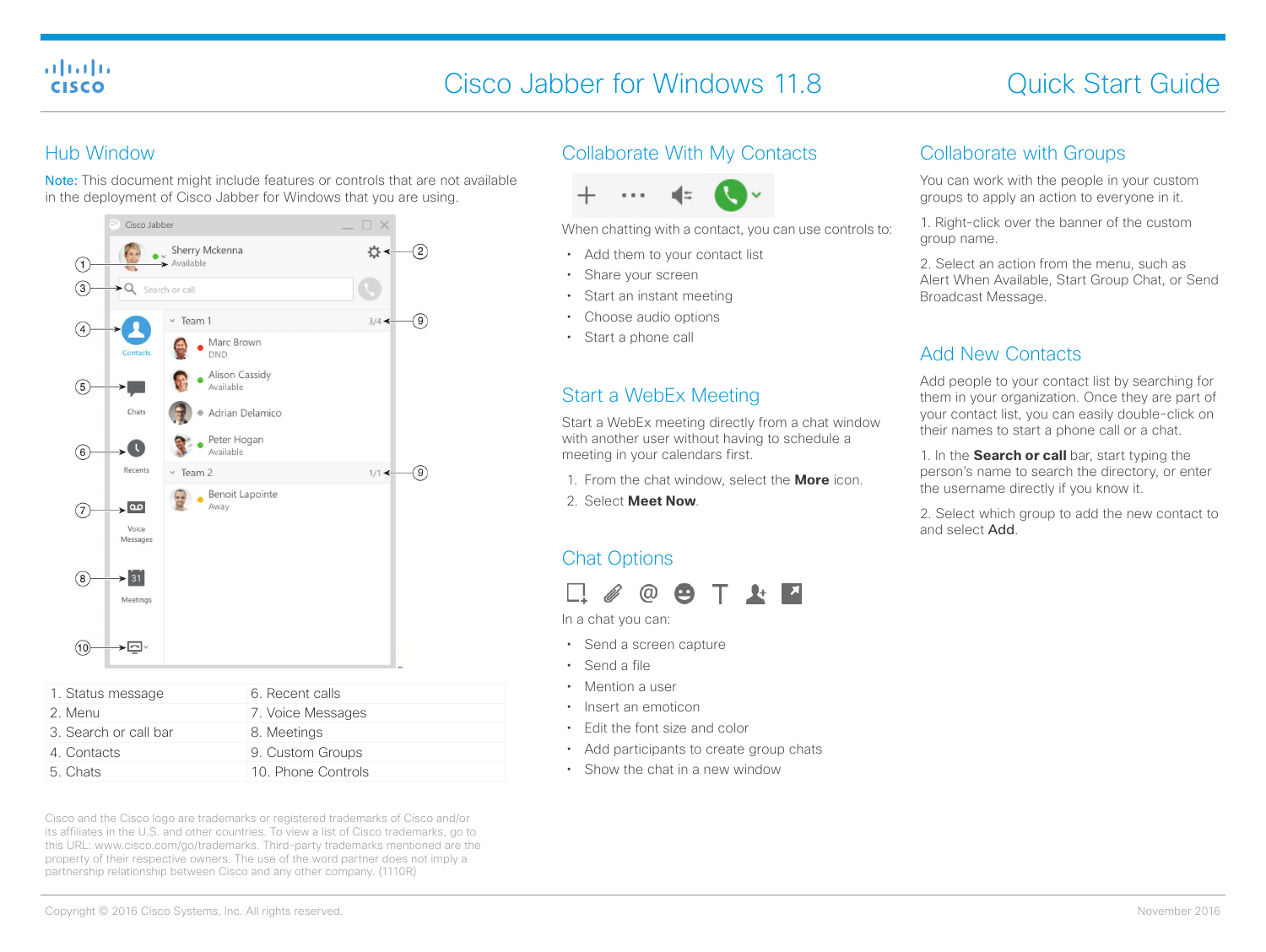# Cisco Jabber for Windows 11.8 Quick Start Guide

## Hub Window

Note: This document might include features or controls that are not available in the deployment of Cisco Jabber for Windows that you are using.

| | |
|---|---|
| 1. Status message | 6. Recent calls |
| 2. Menu | 7. Voice Messages |
| 3. Search or call bar | 8. Meetings |
| 4. Contacts | 9. Custom Groups |
| 5. Chats | 10. Phone Controls |

Cisco and the Cisco logo are trademarks or registered trademarks of Cisco and/or its affiliates in the U.S. and other countries. To view a list of Cisco trademarks, go to this URL: www.cisco.com/go/trademarks. Third-party trademarks mentioned are the property of their respective owners. The use of the word partner does not imply a partnership relationship between Cisco and any other company. (1110R)

## Collaborate With My Contacts

When chatting with a contact, you can use controls to:

- Add them to your contact list
- Share your screen
- Start an instant meeting
- Choose audio options
- Start a phone call

## Start a WebEx Meeting

Start a WebEx meeting directly from a chat window with another user without having to schedule a meeting in your calendars first.

1. From the chat window, select the **More** icon.
2. Select **Meet Now**.

## Chat Options

In a chat you can:

- Send a screen capture
- Send a file
- Mention a user
- Insert an emoticon
- Edit the font size and color
- Add participants to create group chats
- Show the chat in a new window

## Collaborate with Groups

You can work with the people in your custom groups to apply an action to everyone in it.

1. Right-click over the banner of the custom group name.

2. Select an action from the menu, such as Alert When Available, Start Group Chat, or Send Broadcast Message.

## Add New Contacts

Add people to your contact list by searching for them in your organization. Once they are part of your contact list, you can easily double-click on their names to start a phone call or a chat.

1. In the **Search or call** bar, start typing the person's name to search the directory, or enter the username directly if you know it.

2. Select which group to add the new contact to and select **Add**.

Copyright © 2016 Cisco Systems, Inc. All rights reserved.

November 2016